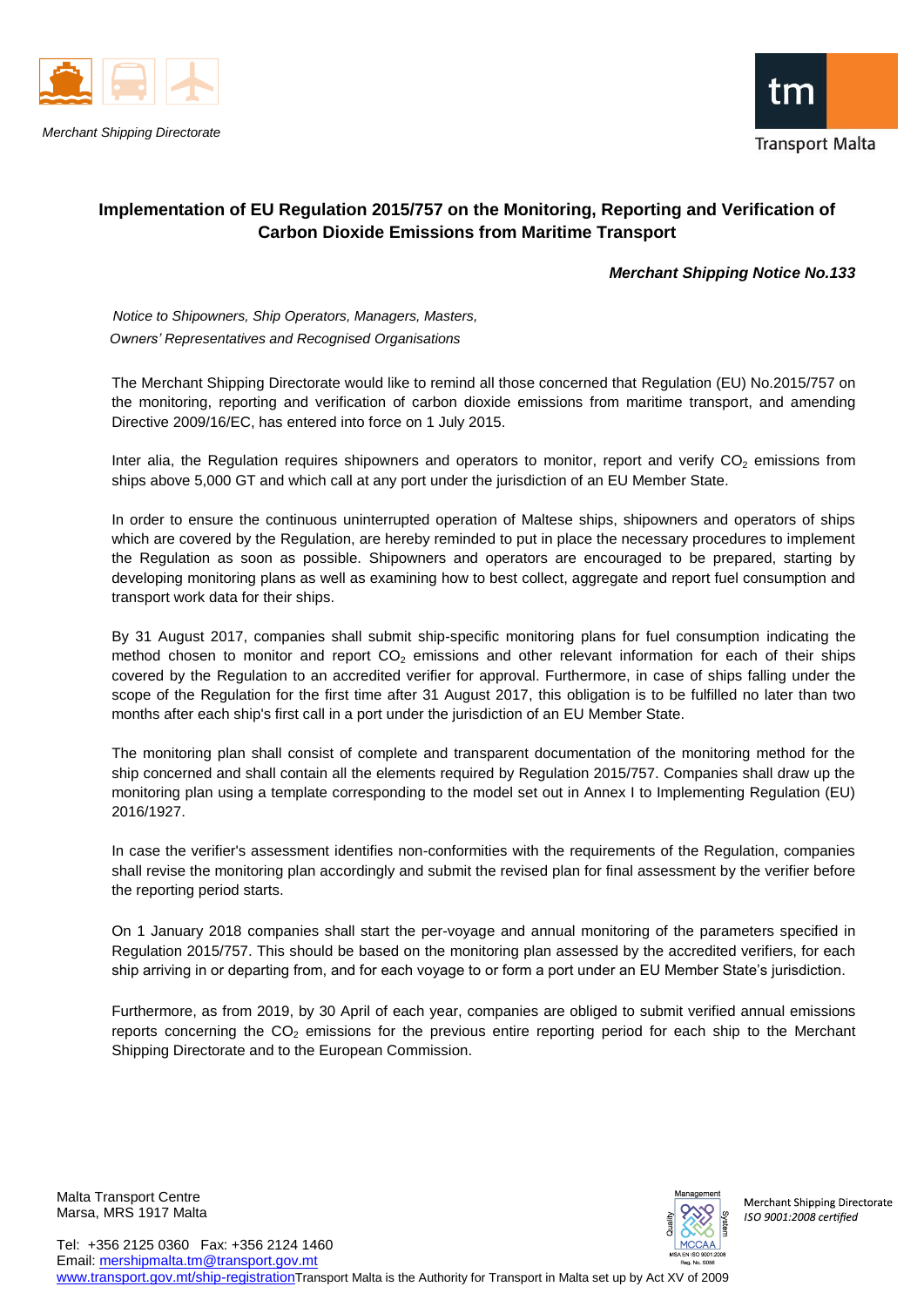Merchant Shipping Directorate

# Implementation of EU Regulation 2015/757 on the Monitoring, Reporting and Verification of Carbon Dioxide Emissions from Maritime Transport

***Merchant Shipping Notice No.133***

*Notice to Shipowners, Ship Operators, Managers, Masters, Owners' Representatives and Recognised Organisations*

The Merchant Shipping Directorate would like to remind all those concerned that Regulation (EU) No.2015/757 on the monitoring, reporting and verification of carbon dioxide emissions from maritime transport, and amending Directive 2009/16/EC, has entered into force on 1 July 2015.

Inter alia, the Regulation requires shipowners and operators to monitor, report and verify $CO_2$ emissions from ships above 5,000 GT and which call at any port under the jurisdiction of an EU Member State.

In order to ensure the continuous uninterrupted operation of Maltese ships, shipowners and operators of ships which are covered by the Regulation, are hereby reminded to put in place the necessary procedures to implement the Regulation as soon as possible. Shipowners and operators are encouraged to be prepared, starting by developing monitoring plans as well as examining how to best collect, aggregate and report fuel consumption and transport work data for their ships.

By 31 August 2017, companies shall submit ship-specific monitoring plans for fuel consumption indicating the method chosen to monitor and report $CO_2$ emissions and other relevant information for each of their ships covered by the Regulation to an accredited verifier for approval. Furthermore, in case of ships falling under the scope of the Regulation for the first time after 31 August 2017, this obligation is to be fulfilled no later than two months after each ship's first call in a port under the jurisdiction of an EU Member State.

The monitoring plan shall consist of complete and transparent documentation of the monitoring method for the ship concerned and shall contain all the elements required by Regulation 2015/757. Companies shall draw up the monitoring plan using a template corresponding to the model set out in Annex I to Implementing Regulation (EU) 2016/1927.

In case the verifier's assessment identifies non-conformities with the requirements of the Regulation, companies shall revise the monitoring plan accordingly and submit the revised plan for final assessment by the verifier before the reporting period starts.

On 1 January 2018 companies shall start the per-voyage and annual monitoring of the parameters specified in Regulation 2015/757. This should be based on the monitoring plan assessed by the accredited verifiers, for each ship arriving in or departing from, and for each voyage to or form a port under an EU Member State's jurisdiction.

Furthermore, as from 2019, by 30 April of each year, companies are obliged to submit verified annual emissions reports concerning the $CO_2$ emissions for the previous entire reporting period for each ship to the Merchant Shipping Directorate and to the European Commission.

Malta Transport Centre
Marsa, MRS 1917 Malta

Tel: +356 2125 0360 Fax: +356 2124 1460
Email: mershipmalta.tm@transport.gov.mt
www.transport.gov.mt/ship-registration Transport Malta is the Authority for Transport in Malta set up by Act XV of 2009

Merchant Shipping Directorate
*ISO 9001:2008 certified*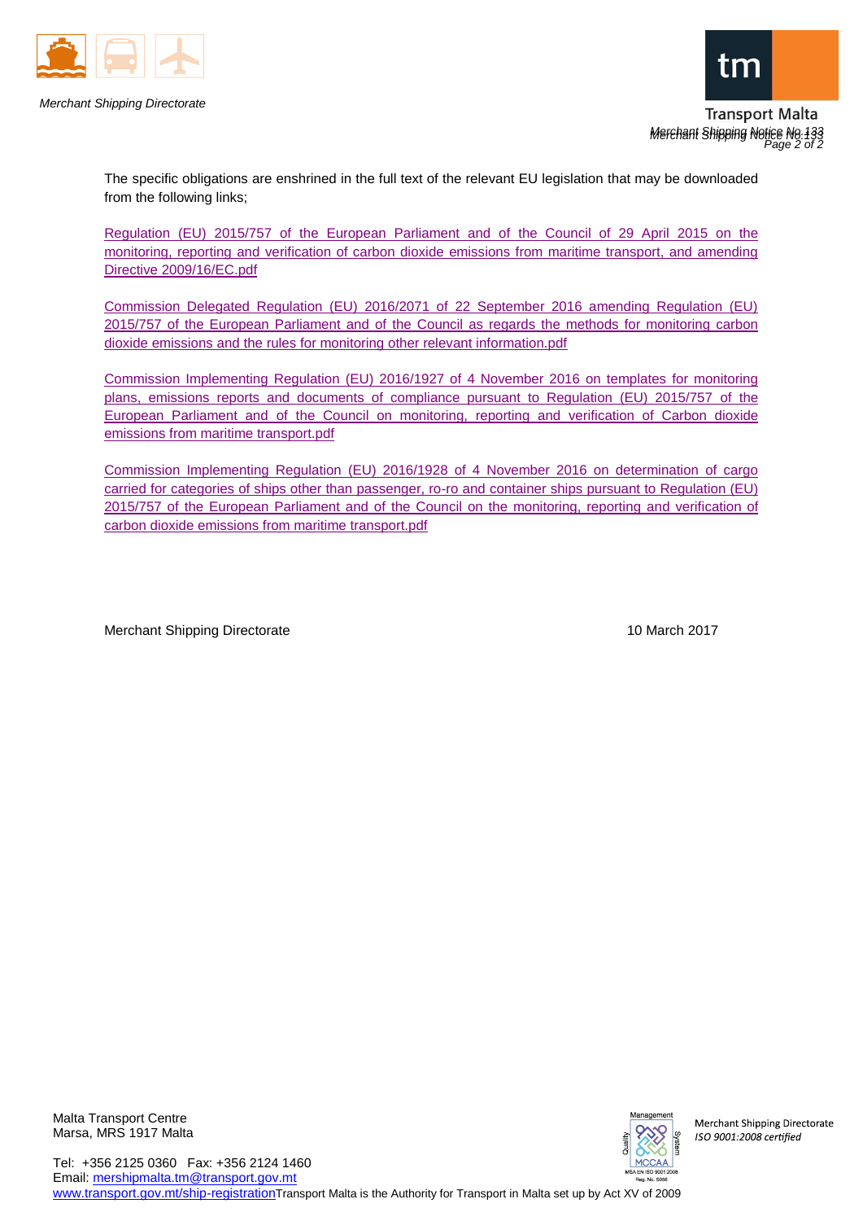The specific obligations are enshrined in the full text of the relevant EU legislation that may be downloaded from the following links;

Regulation (EU) 2015/757 of the European Parliament and of the Council of 29 April 2015 on the monitoring, reporting and verification of carbon dioxide emissions from maritime transport, and amending Directive 2009/16/EC.pdf

Commission Delegated Regulation (EU) 2016/2071 of 22 September 2016 amending Regulation (EU) 2015/757 of the European Parliament and of the Council as regards the methods for monitoring carbon dioxide emissions and the rules for monitoring other relevant information.pdf

Commission Implementing Regulation (EU) 2016/1927 of 4 November 2016 on templates for monitoring plans, emissions reports and documents of compliance pursuant to Regulation (EU) 2015/757 of the European Parliament and of the Council on monitoring, reporting and verification of Carbon dioxide emissions from maritime transport.pdf

Commission Implementing Regulation (EU) 2016/1928 of 4 November 2016 on determination of cargo carried for categories of ships other than passenger, ro-ro and container ships pursuant to Regulation (EU) 2015/757 of the European Parliament and of the Council on the monitoring, reporting and verification of carbon dioxide emissions from maritime transport.pdf

Merchant Shipping Directorate 10 March 2017